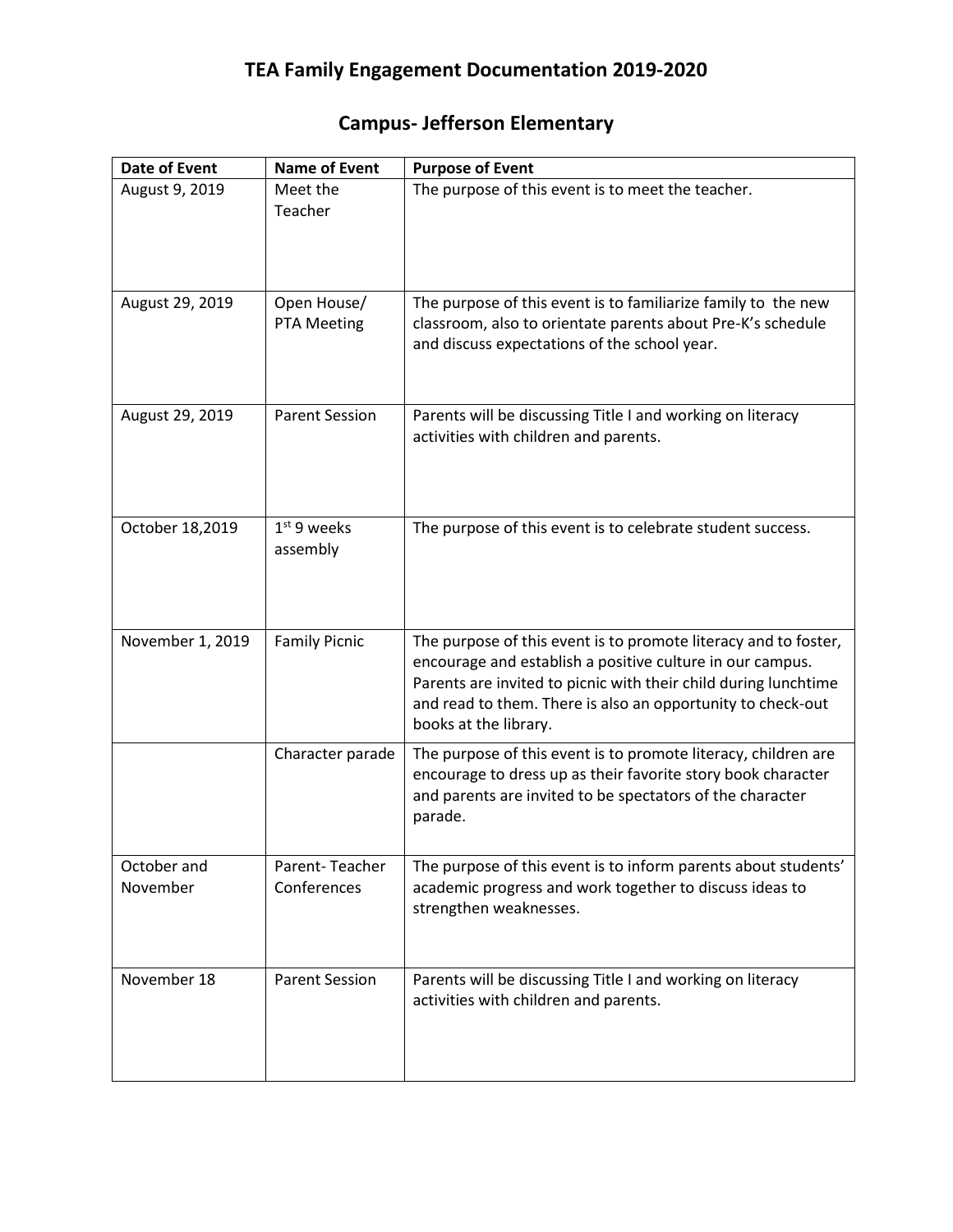# TEA Family Engagement Documentation 2019-2020

## Campus- Jefferson Elementary

| Date of Event | Name of Event | Purpose of Event |
|---|---|---|
| August 9, 2019 | Meet the Teacher | The purpose of this event is to meet the teacher. |
| August 29, 2019 | Open House/ PTA Meeting | The purpose of this event is to familiarize family to the new classroom, also to orientate parents about Pre-K's schedule and discuss expectations of the school year. |
| August 29, 2019 | Parent Session | Parents will be discussing Title I and working on literacy activities with children and parents. |
| October 18,2019 | 1st 9 weeks assembly | The purpose of this event is to celebrate student success. |
| November 1, 2019 | Family Picnic | The purpose of this event is to promote literacy and to foster, encourage and establish a positive culture in our campus. Parents are invited to picnic with their child during lunchtime and read to them. There is also an opportunity to check-out books at the library. |
| | Character parade | The purpose of this event is to promote literacy, children are encourage to dress up as their favorite story book character and parents are invited to be spectators of the character parade. |
| October and November | Parent- Teacher Conferences | The purpose of this event is to inform parents about students' academic progress and work together to discuss ideas to strengthen weaknesses. |
| November 18 | Parent Session | Parents will be discussing Title I and working on literacy activities with children and parents. |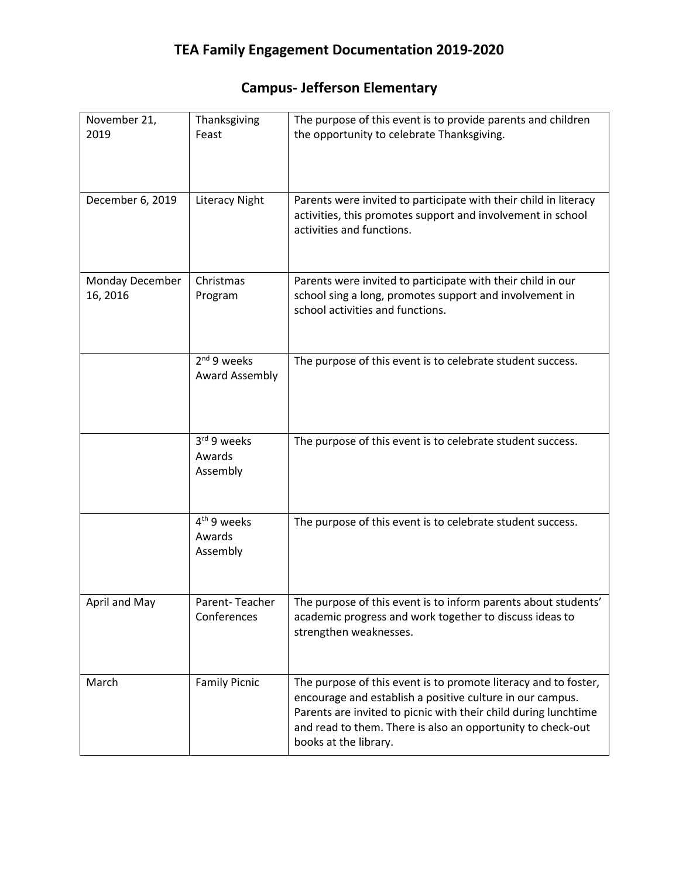# TEA Family Engagement Documentation 2019-2020

## Campus- Jefferson Elementary

| | | |
|---|---|---|
| November 21, 2019 | Thanksgiving Feast | The purpose of this event is to provide parents and children the opportunity to celebrate Thanksgiving. |
| December 6, 2019 | Literacy Night | Parents were invited to participate with their child in literacy activities, this promotes support and involvement in school activities and functions. |
| Monday December 16, 2016 | Christmas Program | Parents were invited to participate with their child in our school sing a long, promotes support and involvement in school activities and functions. |
| | 2nd 9 weeks Award Assembly | The purpose of this event is to celebrate student success. |
| | 3rd 9 weeks Awards Assembly | The purpose of this event is to celebrate student success. |
| | 4th 9 weeks Awards Assembly | The purpose of this event is to celebrate student success. |
| April and May | Parent- Teacher Conferences | The purpose of this event is to inform parents about students' academic progress and work together to discuss ideas to strengthen weaknesses. |
| March | Family Picnic | The purpose of this event is to promote literacy and to foster, encourage and establish a positive culture in our campus. Parents are invited to picnic with their child during lunchtime and read to them. There is also an opportunity to check-out books at the library. |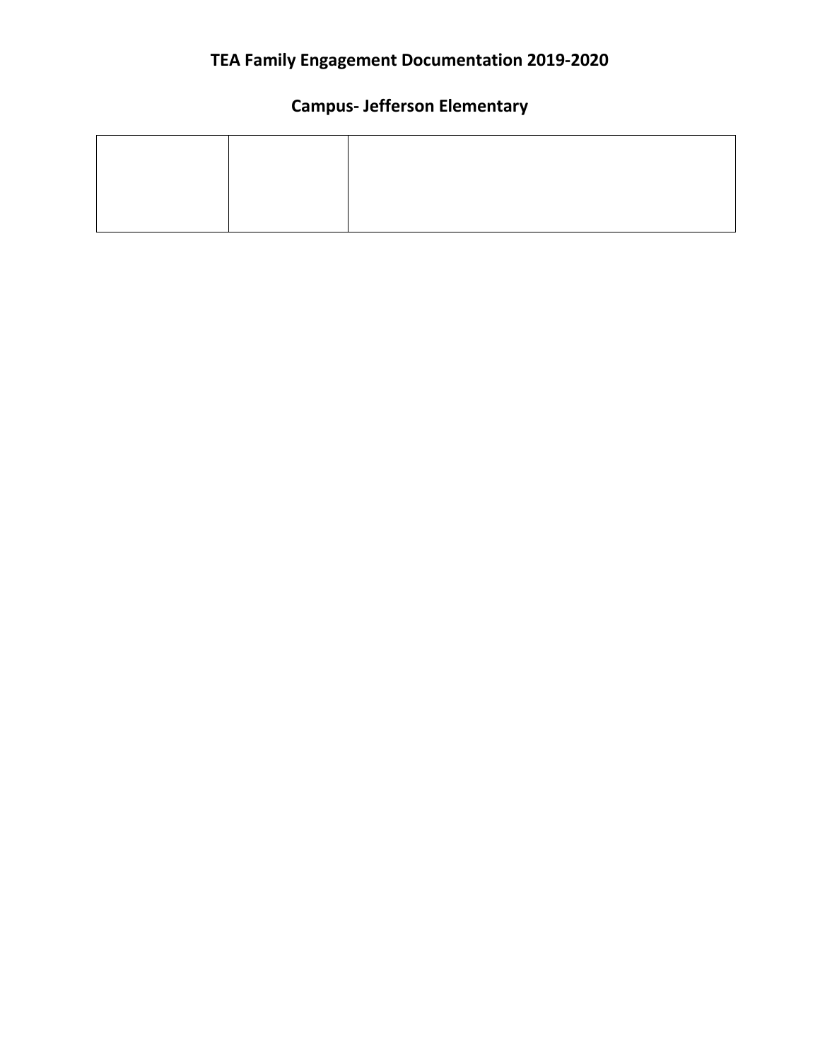# TEA Family Engagement Documentation 2019-2020

## Campus- Jefferson Elementary

| | | |
|---|---|---|
| | | |